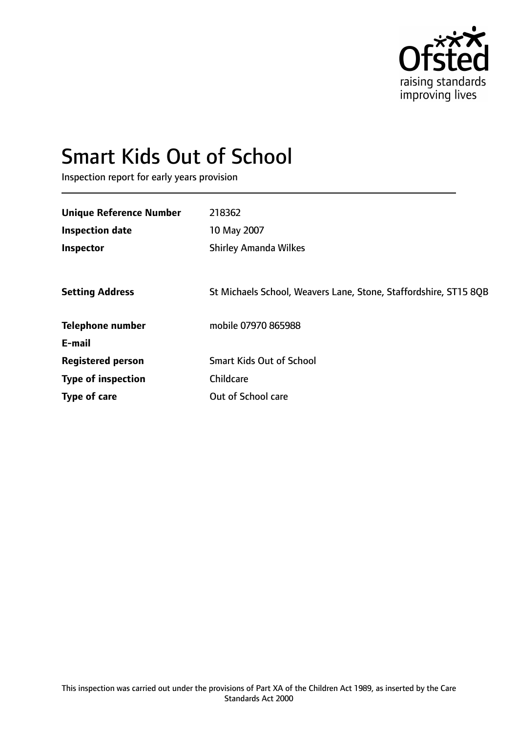# Smart Kids Out of School

Inspection report for early years provision

| | |
|---|---|
| **Unique Reference Number** | 218362 |
| **Inspection date** | 10 May 2007 |
| **Inspector** | Shirley Amanda Wilkes |
| **Setting Address** | St Michaels School, Weavers Lane, Stone, Staffordshire, ST15 8QB |
| **Telephone number** | mobile 07970 865988 |
| **E-mail** | |
| **Registered person** | Smart Kids Out of School |
| **Type of inspection** | Childcare |
| **Type of care** | Out of School care |

This inspection was carried out under the provisions of Part XA of the Children Act 1989, as inserted by the Care Standards Act 2000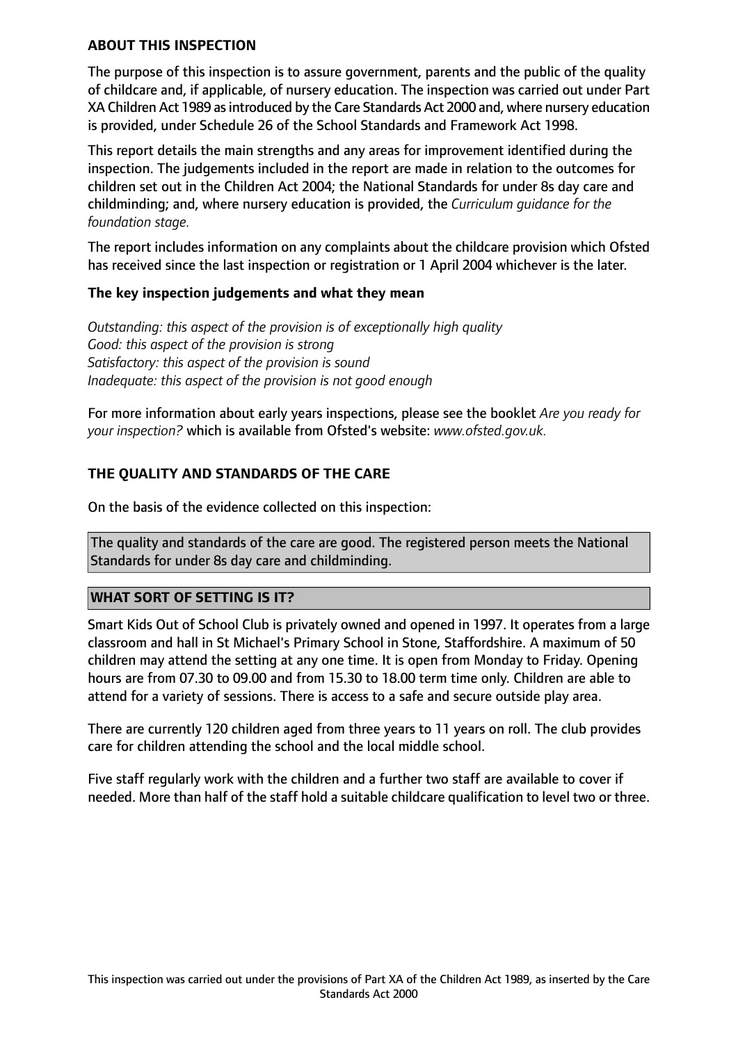## ABOUT THIS INSPECTION

The purpose of this inspection is to assure government, parents and the public of the quality of childcare and, if applicable, of nursery education. The inspection was carried out under Part XA Children Act 1989 as introduced by the Care Standards Act 2000 and, where nursery education is provided, under Schedule 26 of the School Standards and Framework Act 1998.

This report details the main strengths and any areas for improvement identified during the inspection. The judgements included in the report are made in relation to the outcomes for children set out in the Children Act 2004; the National Standards for under 8s day care and childminding; and, where nursery education is provided, the *Curriculum guidance for the foundation stage.*

The report includes information on any complaints about the childcare provision which Ofsted has received since the last inspection or registration or 1 April 2004 whichever is the later.

### The key inspection judgements and what they mean

*Outstanding: this aspect of the provision is of exceptionally high quality*
*Good: this aspect of the provision is strong*
*Satisfactory: this aspect of the provision is sound*
*Inadequate: this aspect of the provision is not good enough*

For more information about early years inspections, please see the booklet *Are you ready for your inspection?* which is available from Ofsted's website: *www.ofsted.gov.uk.*

## THE QUALITY AND STANDARDS OF THE CARE

On the basis of the evidence collected on this inspection:

The quality and standards of the care are good. The registered person meets the National Standards for under 8s day care and childminding.

## WHAT SORT OF SETTING IS IT?

Smart Kids Out of School Club is privately owned and opened in 1997. It operates from a large classroom and hall in St Michael's Primary School in Stone, Staffordshire. A maximum of 50 children may attend the setting at any one time. It is open from Monday to Friday. Opening hours are from 07.30 to 09.00 and from 15.30 to 18.00 term time only. Children are able to attend for a variety of sessions. There is access to a safe and secure outside play area.

There are currently 120 children aged from three years to 11 years on roll. The club provides care for children attending the school and the local middle school.

Five staff regularly work with the children and a further two staff are available to cover if needed. More than half of the staff hold a suitable childcare qualification to level two or three.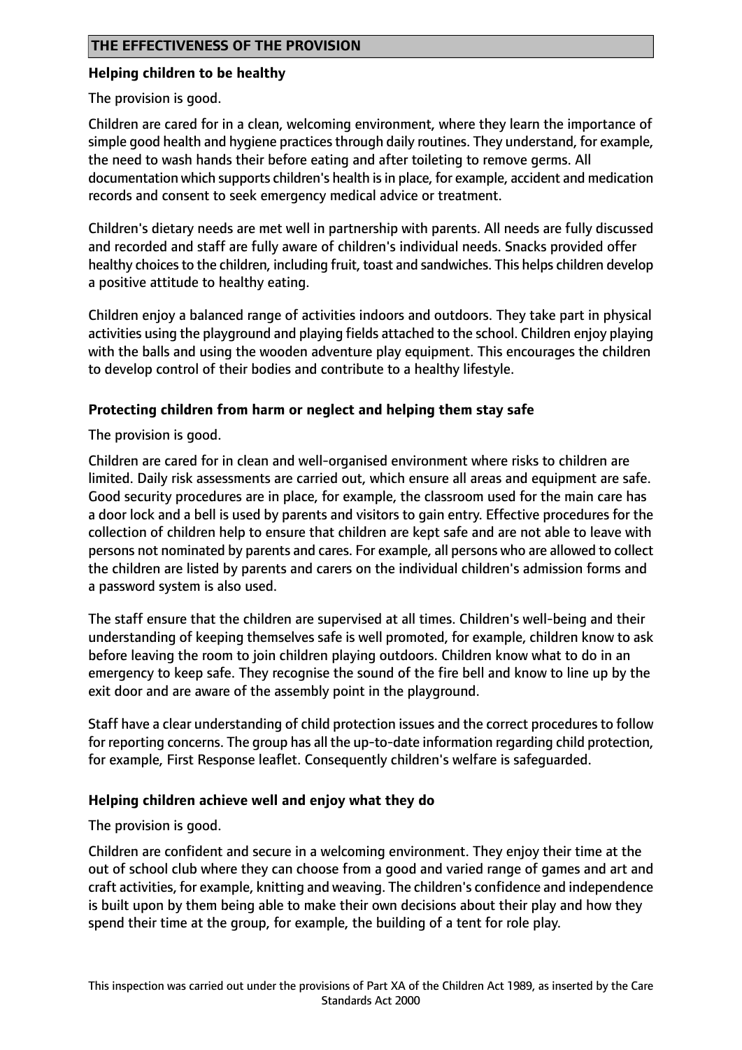## THE EFFECTIVENESS OF THE PROVISION

### Helping children to be healthy

The provision is good.

Children are cared for in a clean, welcoming environment, where they learn the importance of simple good health and hygiene practices through daily routines. They understand, for example, the need to wash hands their before eating and after toileting to remove germs. All documentation which supports children's health is in place, for example, accident and medication records and consent to seek emergency medical advice or treatment.

Children's dietary needs are met well in partnership with parents. All needs are fully discussed and recorded and staff are fully aware of children's individual needs. Snacks provided offer healthy choices to the children, including fruit, toast and sandwiches. This helps children develop a positive attitude to healthy eating.

Children enjoy a balanced range of activities indoors and outdoors. They take part in physical activities using the playground and playing fields attached to the school. Children enjoy playing with the balls and using the wooden adventure play equipment. This encourages the children to develop control of their bodies and contribute to a healthy lifestyle.

### Protecting children from harm or neglect and helping them stay safe

The provision is good.

Children are cared for in clean and well-organised environment where risks to children are limited. Daily risk assessments are carried out, which ensure all areas and equipment are safe. Good security procedures are in place, for example, the classroom used for the main care has a door lock and a bell is used by parents and visitors to gain entry. Effective procedures for the collection of children help to ensure that children are kept safe and are not able to leave with persons not nominated by parents and cares. For example, all persons who are allowed to collect the children are listed by parents and carers on the individual children's admission forms and a password system is also used.

The staff ensure that the children are supervised at all times. Children's well-being and their understanding of keeping themselves safe is well promoted, for example, children know to ask before leaving the room to join children playing outdoors. Children know what to do in an emergency to keep safe. They recognise the sound of the fire bell and know to line up by the exit door and are aware of the assembly point in the playground.

Staff have a clear understanding of child protection issues and the correct procedures to follow for reporting concerns. The group has all the up-to-date information regarding child protection, for example, First Response leaflet. Consequently children's welfare is safeguarded.

### Helping children achieve well and enjoy what they do

The provision is good.

Children are confident and secure in a welcoming environment. They enjoy their time at the out of school club where they can choose from a good and varied range of games and art and craft activities, for example, knitting and weaving. The children's confidence and independence is built upon by them being able to make their own decisions about their play and how they spend their time at the group, for example, the building of a tent for role play.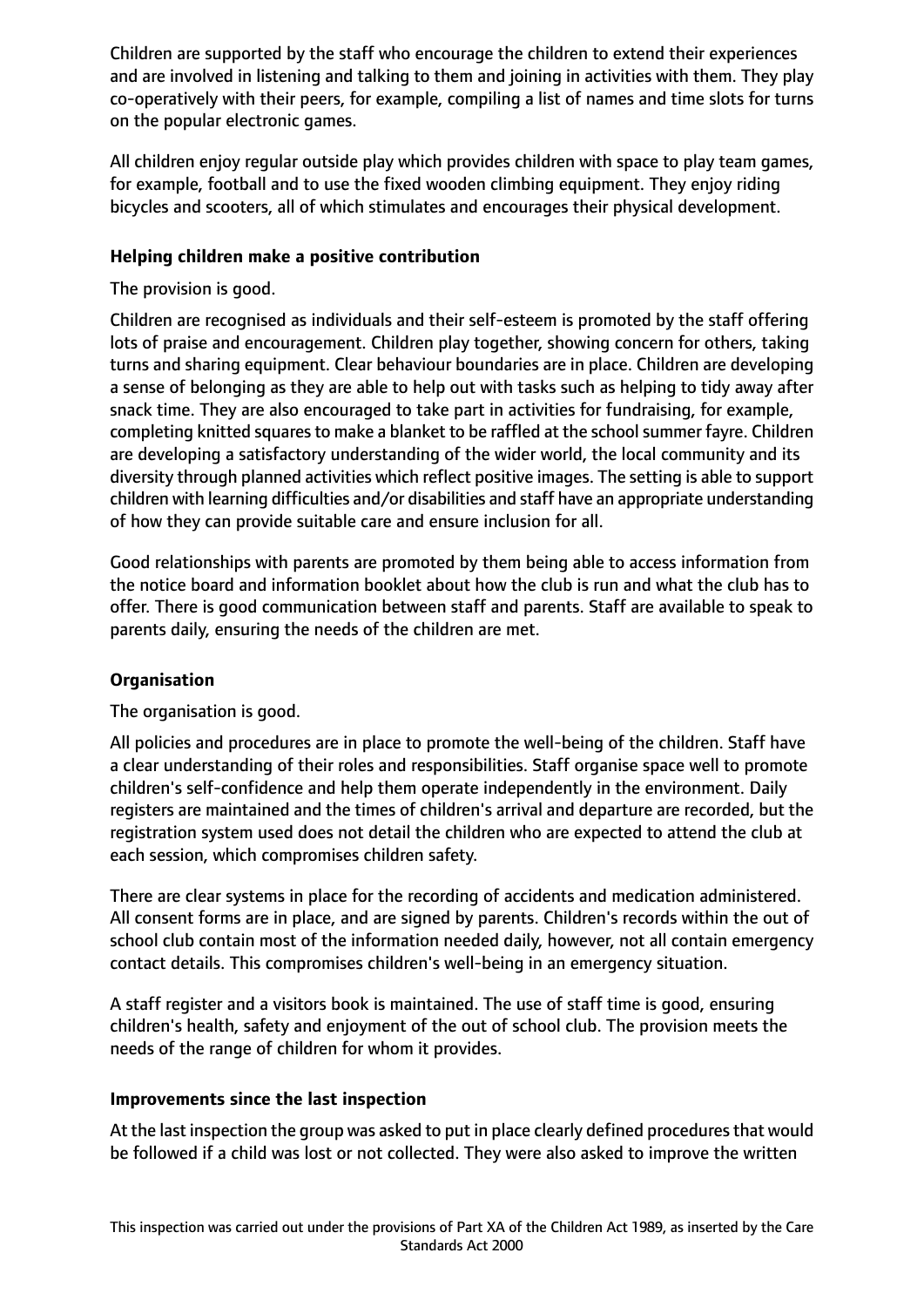Children are supported by the staff who encourage the children to extend their experiences and are involved in listening and talking to them and joining in activities with them. They play co-operatively with their peers, for example, compiling a list of names and time slots for turns on the popular electronic games.

All children enjoy regular outside play which provides children with space to play team games, for example, football and to use the fixed wooden climbing equipment. They enjoy riding bicycles and scooters, all of which stimulates and encourages their physical development.

**Helping children make a positive contribution**

The provision is good.

Children are recognised as individuals and their self-esteem is promoted by the staff offering lots of praise and encouragement. Children play together, showing concern for others, taking turns and sharing equipment. Clear behaviour boundaries are in place. Children are developing a sense of belonging as they are able to help out with tasks such as helping to tidy away after snack time. They are also encouraged to take part in activities for fundraising, for example, completing knitted squares to make a blanket to be raffled at the school summer fayre. Children are developing a satisfactory understanding of the wider world, the local community and its diversity through planned activities which reflect positive images. The setting is able to support children with learning difficulties and/or disabilities and staff have an appropriate understanding of how they can provide suitable care and ensure inclusion for all.

Good relationships with parents are promoted by them being able to access information from the notice board and information booklet about how the club is run and what the club has to offer. There is good communication between staff and parents. Staff are available to speak to parents daily, ensuring the needs of the children are met.

**Organisation**

The organisation is good.

All policies and procedures are in place to promote the well-being of the children. Staff have a clear understanding of their roles and responsibilities. Staff organise space well to promote children's self-confidence and help them operate independently in the environment. Daily registers are maintained and the times of children's arrival and departure are recorded, but the registration system used does not detail the children who are expected to attend the club at each session, which compromises children safety.

There are clear systems in place for the recording of accidents and medication administered. All consent forms are in place, and are signed by parents. Children's records within the out of school club contain most of the information needed daily, however, not all contain emergency contact details. This compromises children's well-being in an emergency situation.

A staff register and a visitors book is maintained. The use of staff time is good, ensuring children's health, safety and enjoyment of the out of school club. The provision meets the needs of the range of children for whom it provides.

**Improvements since the last inspection**

At the last inspection the group was asked to put in place clearly defined procedures that would be followed if a child was lost or not collected. They were also asked to improve the written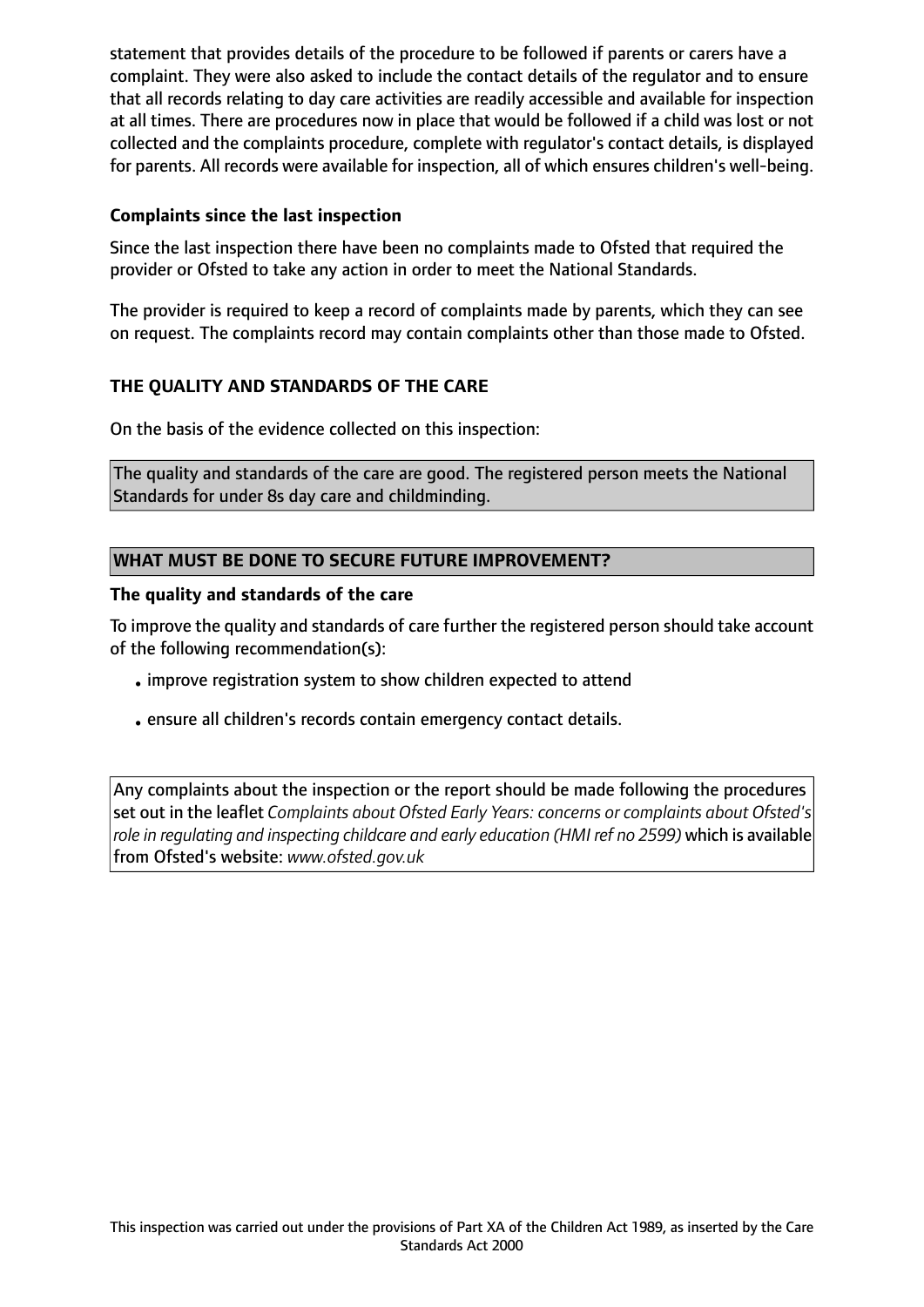statement that provides details of the procedure to be followed if parents or carers have a complaint. They were also asked to include the contact details of the regulator and to ensure that all records relating to day care activities are readily accessible and available for inspection at all times. There are procedures now in place that would be followed if a child was lost or not collected and the complaints procedure, complete with regulator's contact details, is displayed for parents. All records were available for inspection, all of which ensures children's well-being.

### Complaints since the last inspection

Since the last inspection there have been no complaints made to Ofsted that required the provider or Ofsted to take any action in order to meet the National Standards.

The provider is required to keep a record of complaints made by parents, which they can see on request. The complaints record may contain complaints other than those made to Ofsted.

## THE QUALITY AND STANDARDS OF THE CARE

On the basis of the evidence collected on this inspection:

The quality and standards of the care are good. The registered person meets the National Standards for under 8s day care and childminding.

## WHAT MUST BE DONE TO SECURE FUTURE IMPROVEMENT?

### The quality and standards of the care

To improve the quality and standards of care further the registered person should take account of the following recommendation(s):

- improve registration system to show children expected to attend
- ensure all children's records contain emergency contact details.

Any complaints about the inspection or the report should be made following the procedures set out in the leaflet *Complaints about Ofsted Early Years: concerns or complaints about Ofsted's role in regulating and inspecting childcare and early education (HMI ref no 2599)* which is available from Ofsted's website: *www.ofsted.gov.uk*

This inspection was carried out under the provisions of Part XA of the Children Act 1989, as inserted by the Care Standards Act 2000